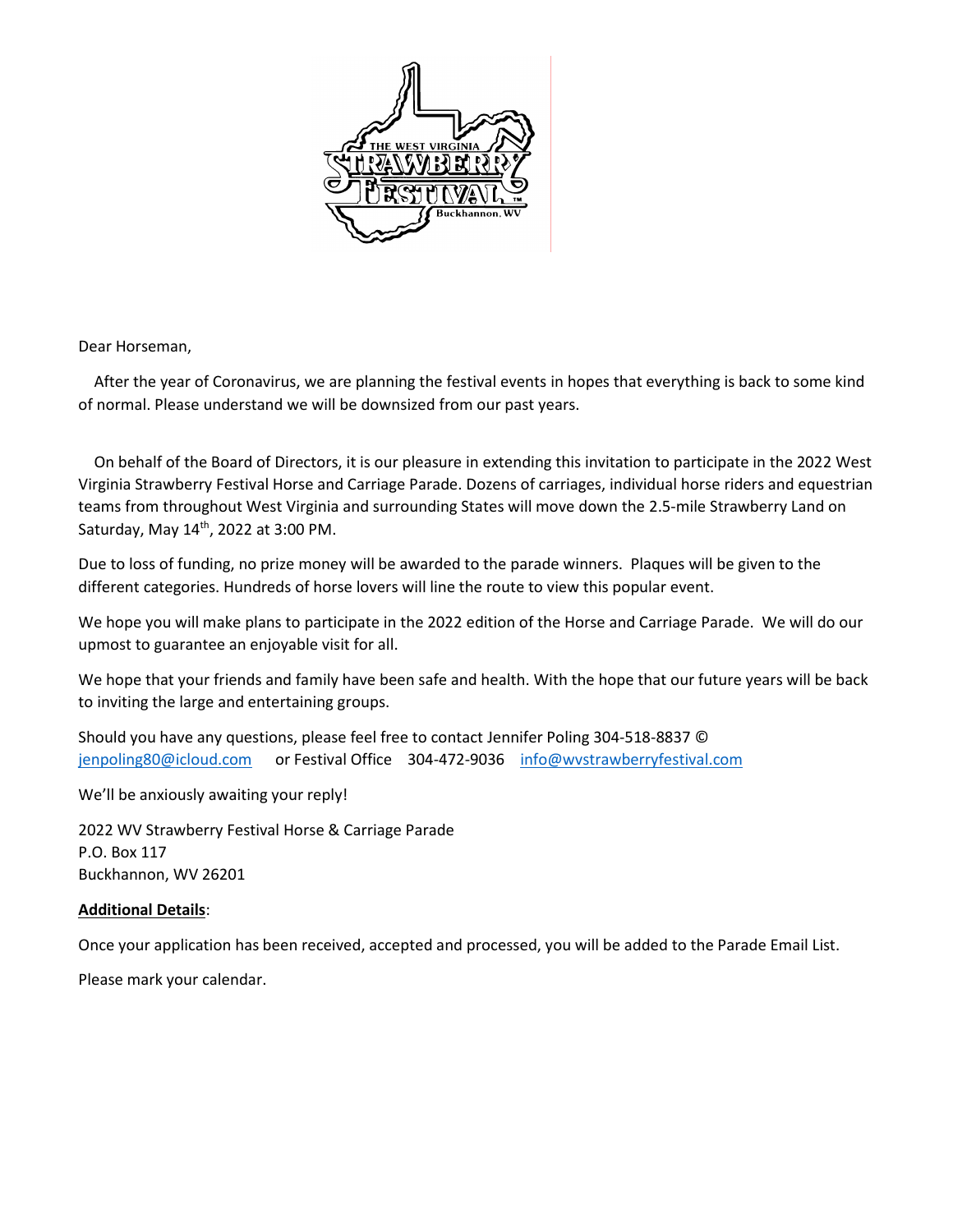Dear Horseman,

After the year of Coronavirus, we are planning the festival events in hopes that everything is back to some kind of normal. Please understand we will be downsized from our past years.

On behalf of the Board of Directors, it is our pleasure in extending this invitation to participate in the 2022 West Virginia Strawberry Festival Horse and Carriage Parade. Dozens of carriages, individual horse riders and equestrian teams from throughout West Virginia and surrounding States will move down the 2.5-mile Strawberry Land on Saturday, May 14th, 2022 at 3:00 PM.

Due to loss of funding, no prize money will be awarded to the parade winners. Plaques will be given to the different categories. Hundreds of horse lovers will line the route to view this popular event.

We hope you will make plans to participate in the 2022 edition of the Horse and Carriage Parade. We will do our upmost to guarantee an enjoyable visit for all.

We hope that your friends and family have been safe and health. With the hope that our future years will be back to inviting the large and entertaining groups.

Should you have any questions, please feel free to contact Jennifer Poling 304-518-8837 © jenpoling80@icloud.com or Festival Office 304-472-9036 info@wvstrawberryfestival.com

We'll be anxiously awaiting your reply!

2022 WV Strawberry Festival Horse & Carriage Parade
P.O. Box 117
Buckhannon, WV 26201

**Additional Details**:

Once your application has been received, accepted and processed, you will be added to the Parade Email List.

Please mark your calendar.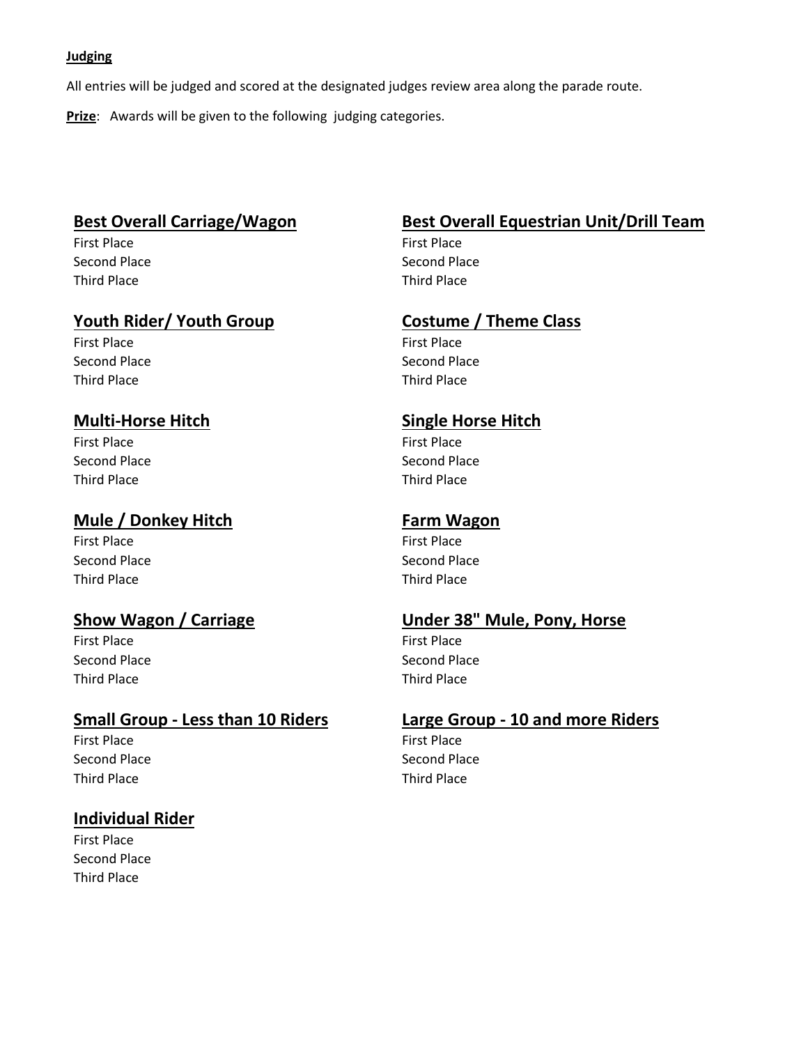**Judging**

All entries will be judged and scored at the designated judges review area along the parade route.

**Prize**: Awards will be given to the following judging categories.

### Best Overall Carriage/Wagon

First Place
Second Place
Third Place

### Youth Rider/ Youth Group

First Place
Second Place
Third Place

### Multi-Horse Hitch

First Place
Second Place
Third Place

### Mule / Donkey Hitch

First Place
Second Place
Third Place

### Show Wagon / Carriage

First Place
Second Place
Third Place

### Small Group - Less than 10 Riders

First Place
Second Place
Third Place

### Individual Rider

First Place
Second Place
Third Place

### Best Overall Equestrian Unit/Drill Team

First Place
Second Place
Third Place

### Costume / Theme Class

First Place
Second Place
Third Place

### Single Horse Hitch

First Place
Second Place
Third Place

### Farm Wagon

First Place
Second Place
Third Place

### Under 38" Mule, Pony, Horse

First Place
Second Place
Third Place

### Large Group - 10 and more Riders

First Place
Second Place
Third Place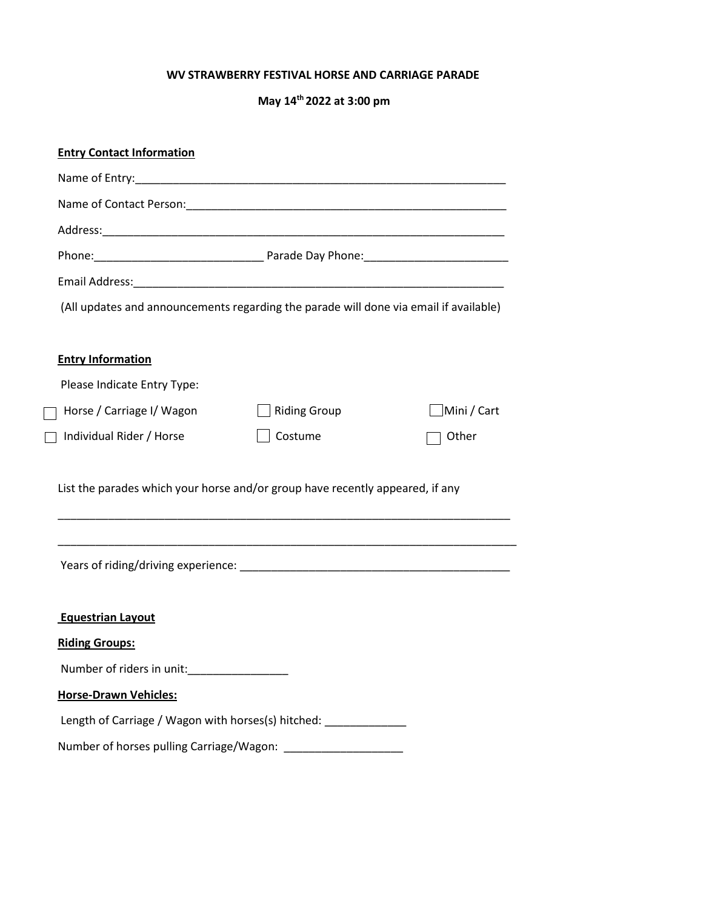**WV STRAWBERRY FESTIVAL HORSE AND CARRIAGE PARADE**

**May 14th 2022 at 3:00 pm**

**Entry Contact Information**

Name of Entry:_____________________________________________________________

Name of Contact Person:____________________________________________________

Address:_________________________________________________________________

Phone:___________________________ Parade Day Phone:_______________________

Email Address:_____________________________________________________________

(All updates and announcements regarding the parade will done via email if available)

**Entry Information**

Please Indicate Entry Type:

☐ Horse / Carriage I/ Wagon ☐ Riding Group ☐ Mini / Cart

☐ Individual Rider / Horse ☐ Costume ☐ Other

List the parades which your horse and/or group have recently appeared, if any

__________________________________________________________________________

__________________________________________________________________________

Years of riding/driving experience: ____________________________________________

**Equestrian Layout**

**Riding Groups:**

Number of riders in unit:________________

**Horse-Drawn Vehicles:**

Length of Carriage / Wagon with horses(s) hitched: _____________

Number of horses pulling Carriage/Wagon: ___________________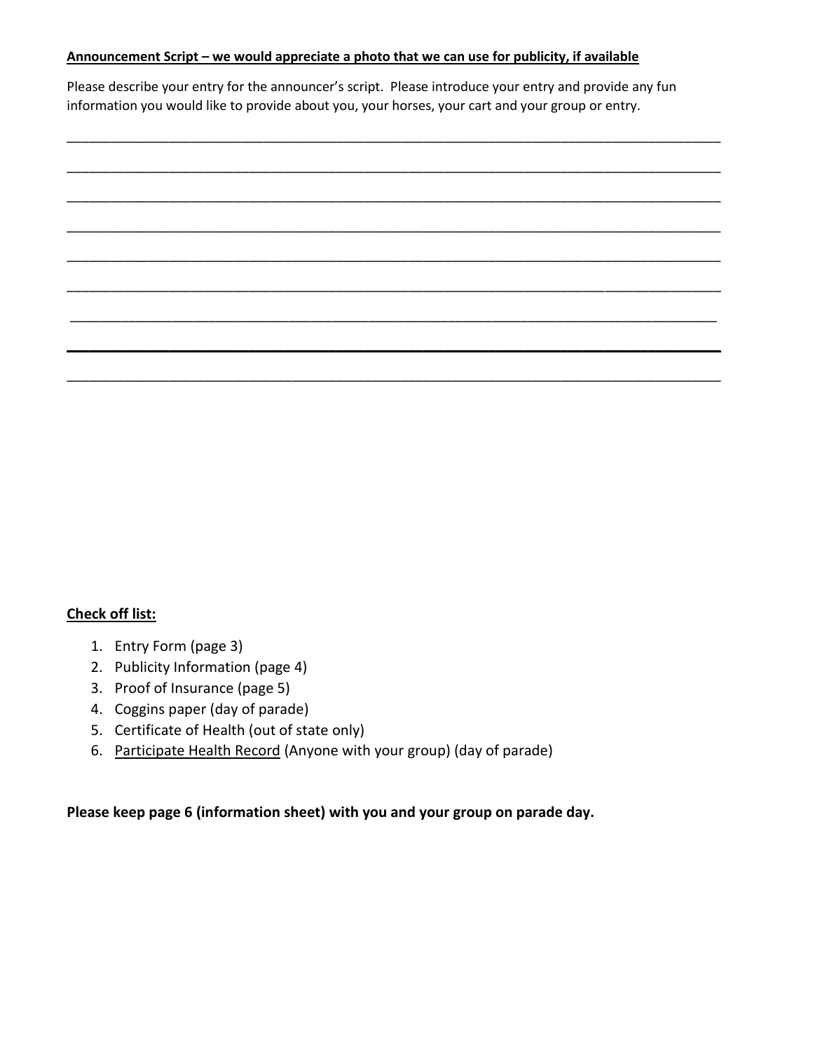**<u>Announcement Script – we would appreciate a photo that we can use for publicity, if available</u>**

Please describe your entry for the announcer's script. Please introduce your entry and provide any fun information you would like to provide about you, your horses, your cart and your group or entry.

_______________________________________________________________________________________

_______________________________________________________________________________________

_______________________________________________________________________________________

_______________________________________________________________________________________

_______________________________________________________________________________________

_______________________________________________________________________________________

_______________________________________________________________________________________

_______________________________________________________________________________________

_______________________________________________________________________________________

**<u>Check off list:</u>**

1. Entry Form (page 3)
2. Publicity Information (page 4)
3. Proof of Insurance (page 5)
4. Coggins paper (day of parade)
5. Certificate of Health (out of state only)
6. <u>Participate Health Record</u> (Anyone with your group) (day of parade)

**Please keep page 6 (information sheet) with you and your group on parade day.**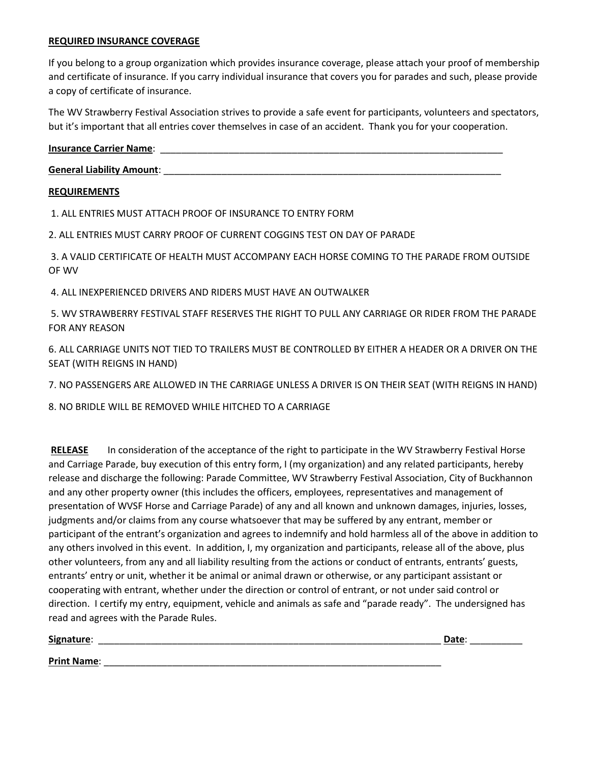**REQUIRED INSURANCE COVERAGE**

If you belong to a group organization which provides insurance coverage, please attach your proof of membership and certificate of insurance. If you carry individual insurance that covers you for parades and such, please provide a copy of certificate of insurance.

The WV Strawberry Festival Association strives to provide a safe event for participants, volunteers and spectators, but it's important that all entries cover themselves in case of an accident. Thank you for your cooperation.

**Insurance Carrier Name**: ______________________________________________________________________

**General Liability Amount**: ____________________________________________________________________

**REQUIREMENTS**

1. ALL ENTRIES MUST ATTACH PROOF OF INSURANCE TO ENTRY FORM

2. ALL ENTRIES MUST CARRY PROOF OF CURRENT COGGINS TEST ON DAY OF PARADE

3. A VALID CERTIFICATE OF HEALTH MUST ACCOMPANY EACH HORSE COMING TO THE PARADE FROM OUTSIDE OF WV

4. ALL INEXPERIENCED DRIVERS AND RIDERS MUST HAVE AN OUTWALKER

5. WV STRAWBERRY FESTIVAL STAFF RESERVES THE RIGHT TO PULL ANY CARRIAGE OR RIDER FROM THE PARADE FOR ANY REASON

6. ALL CARRIAGE UNITS NOT TIED TO TRAILERS MUST BE CONTROLLED BY EITHER A HEADER OR A DRIVER ON THE SEAT (WITH REIGNS IN HAND)

7. NO PASSENGERS ARE ALLOWED IN THE CARRIAGE UNLESS A DRIVER IS ON THEIR SEAT (WITH REIGNS IN HAND)

8. NO BRIDLE WILL BE REMOVED WHILE HITCHED TO A CARRIAGE

**RELEASE** In consideration of the acceptance of the right to participate in the WV Strawberry Festival Horse and Carriage Parade, buy execution of this entry form, I (my organization) and any related participants, hereby release and discharge the following: Parade Committee, WV Strawberry Festival Association, City of Buckhannon and any other property owner (this includes the officers, employees, representatives and management of presentation of WVSF Horse and Carriage Parade) of any and all known and unknown damages, injuries, losses, judgments and/or claims from any course whatsoever that may be suffered by any entrant, member or participant of the entrant's organization and agrees to indemnify and hold harmless all of the above in addition to any others involved in this event. In addition, I, my organization and participants, release all of the above, plus other volunteers, from any and all liability resulting from the actions or conduct of entrants, entrants' guests, entrants' entry or unit, whether it be animal or animal drawn or otherwise, or any participant assistant or cooperating with entrant, whether under the direction or control of entrant, or not under said control or direction. I certify my entry, equipment, vehicle and animals as safe and "parade ready". The undersigned has read and agrees with the Parade Rules.

**Signature**: ______________________________________________________________________ **Date**: __________

**Print Name**: ______________________________________________________________________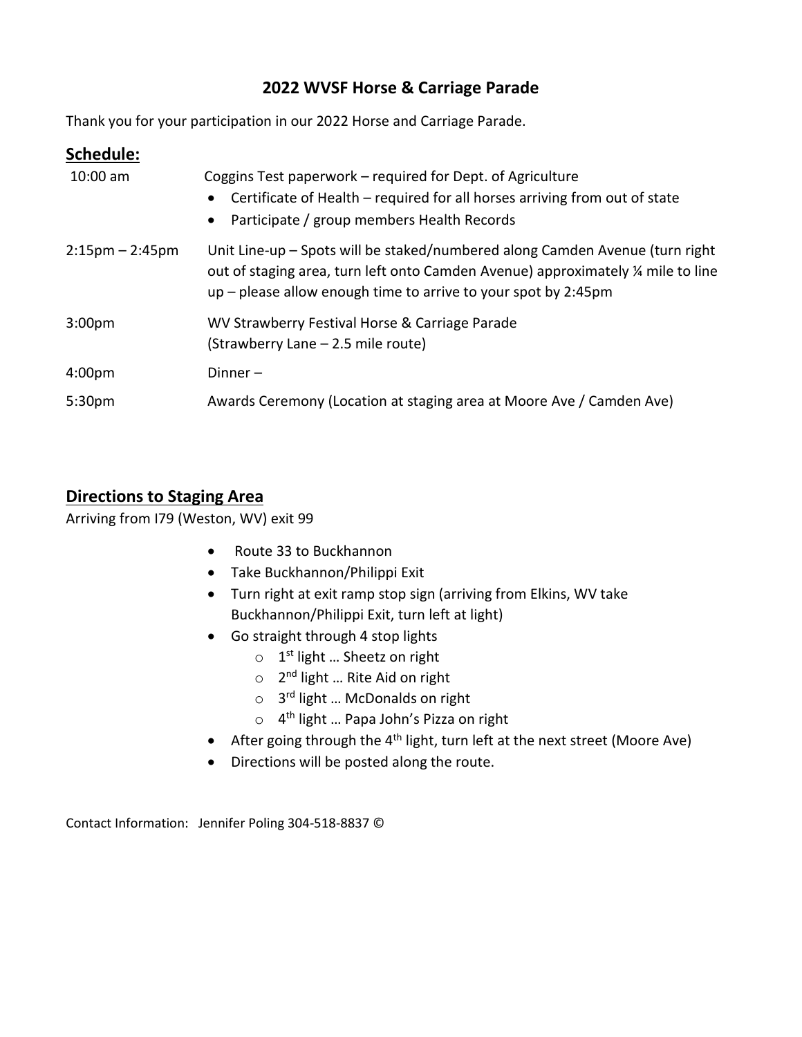# 2022 WVSF Horse & Carriage Parade

Thank you for your participation in our 2022 Horse and Carriage Parade.

## Schedule:

| | |
|---|---|
| 10:00 am | Coggins Test paperwork – required for Dept. of Agriculture<br>• Certificate of Health – required for all horses arriving from out of state<br>• Participate / group members Health Records |
| 2:15pm – 2:45pm | Unit Line-up – Spots will be staked/numbered along Camden Avenue (turn right out of staging area, turn left onto Camden Avenue) approximately ¼ mile to line up – please allow enough time to arrive to your spot by 2:45pm |
| 3:00pm | WV Strawberry Festival Horse & Carriage Parade<br>(Strawberry Lane – 2.5 mile route) |
| 4:00pm | Dinner – |
| 5:30pm | Awards Ceremony (Location at staging area at Moore Ave / Camden Ave) |

## Directions to Staging Area

Arriving from I79 (Weston, WV) exit 99

- Route 33 to Buckhannon
- Take Buckhannon/Philippi Exit
- Turn right at exit ramp stop sign (arriving from Elkins, WV take Buckhannon/Philippi Exit, turn left at light)
- Go straight through 4 stop lights
  - 1st light … Sheetz on right
  - 2nd light … Rite Aid on right
  - 3rd light … McDonalds on right
  - 4th light … Papa John's Pizza on right
- After going through the 4th light, turn left at the next street (Moore Ave)
- Directions will be posted along the route.

Contact Information: Jennifer Poling 304-518-8837 ©